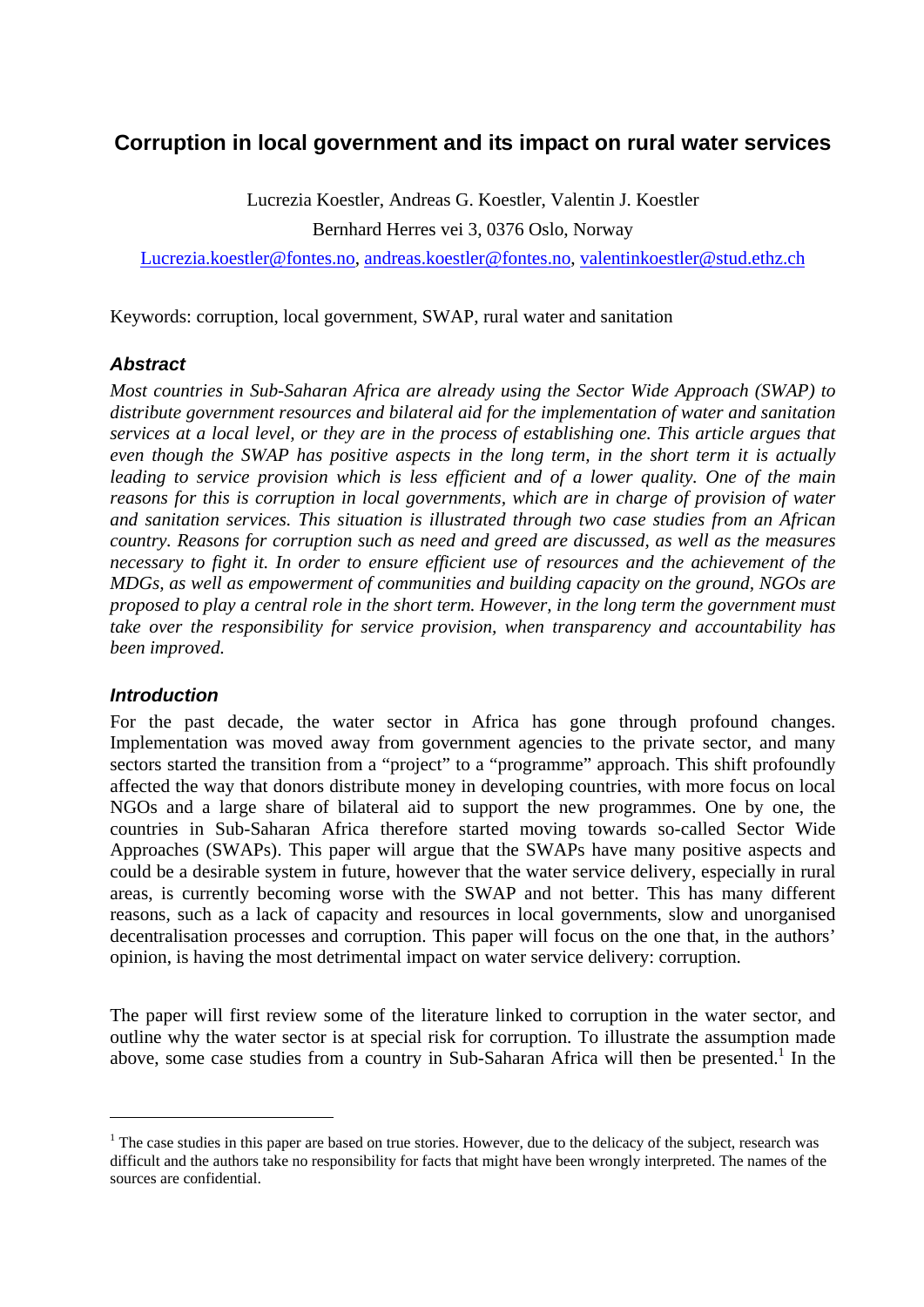# Corruption in local government and its impact on rural water services

Lucrezia Koestler, Andreas G. Koestler, Valentin J. Koestler

Bernhard Herres vei 3, 0376 Oslo, Norway

Lucrezia.koestler@fontes.no, andreas.koestler@fontes.no, valentinkoestler@stud.ethz.ch

Keywords: corruption, local government, SWAP, rural water and sanitation

### *Abstract*

*Most countries in Sub-Saharan Africa are already using the Sector Wide Approach (SWAP) to distribute government resources and bilateral aid for the implementation of water and sanitation services at a local level, or they are in the process of establishing one. This article argues that even though the SWAP has positive aspects in the long term, in the short term it is actually leading to service provision which is less efficient and of a lower quality. One of the main reasons for this is corruption in local governments, which are in charge of provision of water and sanitation services. This situation is illustrated through two case studies from an African country. Reasons for corruption such as need and greed are discussed, as well as the measures necessary to fight it. In order to ensure efficient use of resources and the achievement of the MDGs, as well as empowerment of communities and building capacity on the ground, NGOs are proposed to play a central role in the short term. However, in the long term the government must take over the responsibility for service provision, when transparency and accountability has been improved.*

### *Introduction*

For the past decade, the water sector in Africa has gone through profound changes. Implementation was moved away from government agencies to the private sector, and many sectors started the transition from a "project" to a "programme" approach. This shift profoundly affected the way that donors distribute money in developing countries, with more focus on local NGOs and a large share of bilateral aid to support the new programmes. One by one, the countries in Sub-Saharan Africa therefore started moving towards so-called Sector Wide Approaches (SWAPs). This paper will argue that the SWAPs have many positive aspects and could be a desirable system in future, however that the water service delivery, especially in rural areas, is currently becoming worse with the SWAP and not better. This has many different reasons, such as a lack of capacity and resources in local governments, slow and unorganised decentralisation processes and corruption. This paper will focus on the one that, in the authors' opinion, is having the most detrimental impact on water service delivery: corruption.

The paper will first review some of the literature linked to corruption in the water sector, and outline why the water sector is at special risk for corruption. To illustrate the assumption made above, some case studies from a country in Sub-Saharan Africa will then be presented.[1] In the

[1] The case studies in this paper are based on true stories. However, due to the delicacy of the subject, research was difficult and the authors take no responsibility for facts that might have been wrongly interpreted. The names of the sources are confidential.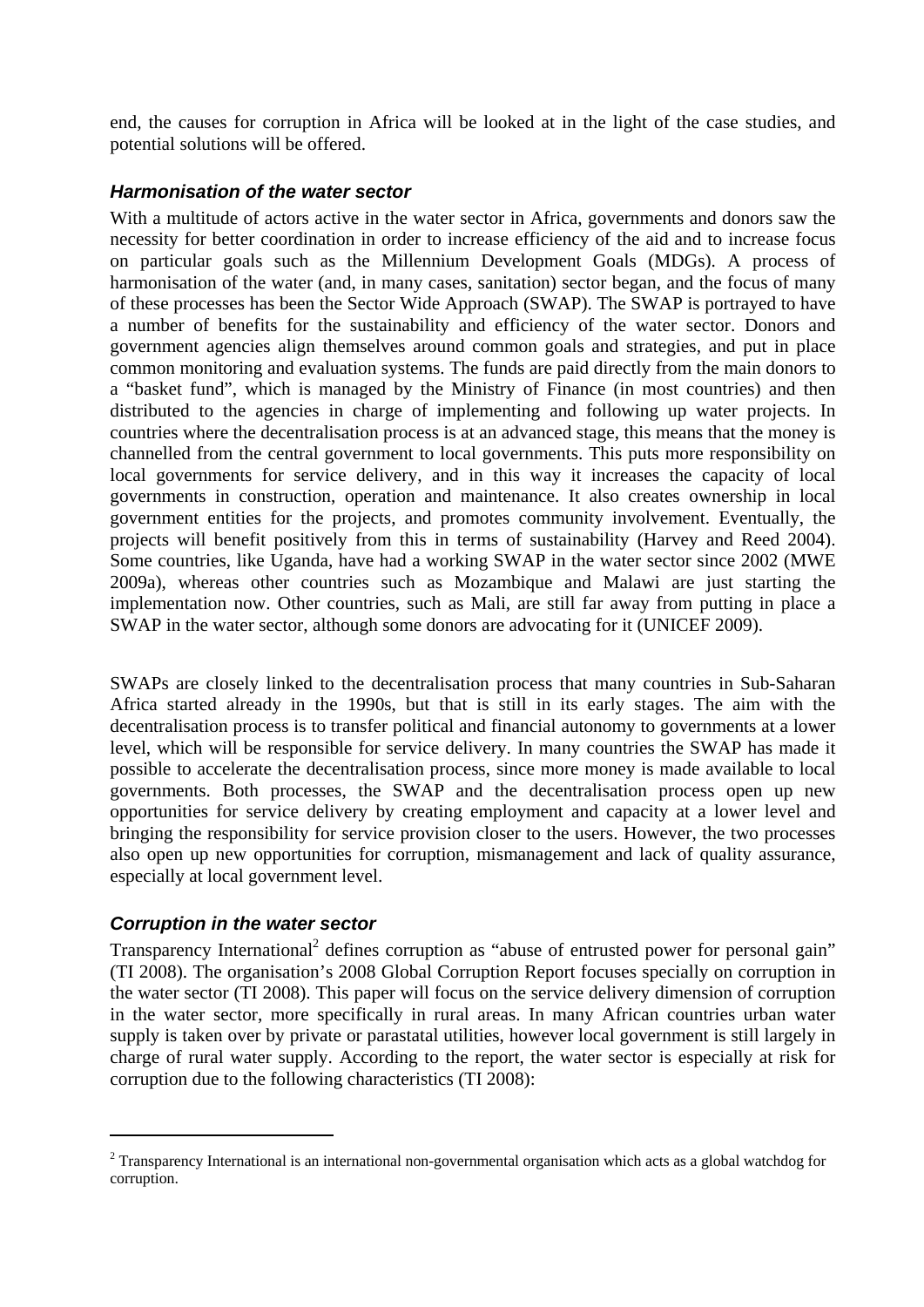end, the causes for corruption in Africa will be looked at in the light of the case studies, and potential solutions will be offered.

### *Harmonisation of the water sector*

With a multitude of actors active in the water sector in Africa, governments and donors saw the necessity for better coordination in order to increase efficiency of the aid and to increase focus on particular goals such as the Millennium Development Goals (MDGs). A process of harmonisation of the water (and, in many cases, sanitation) sector began, and the focus of many of these processes has been the Sector Wide Approach (SWAP). The SWAP is portrayed to have a number of benefits for the sustainability and efficiency of the water sector. Donors and government agencies align themselves around common goals and strategies, and put in place common monitoring and evaluation systems. The funds are paid directly from the main donors to a "basket fund", which is managed by the Ministry of Finance (in most countries) and then distributed to the agencies in charge of implementing and following up water projects. In countries where the decentralisation process is at an advanced stage, this means that the money is channelled from the central government to local governments. This puts more responsibility on local governments for service delivery, and in this way it increases the capacity of local governments in construction, operation and maintenance. It also creates ownership in local government entities for the projects, and promotes community involvement. Eventually, the projects will benefit positively from this in terms of sustainability (Harvey and Reed 2004). Some countries, like Uganda, have had a working SWAP in the water sector since 2002 (MWE 2009a), whereas other countries such as Mozambique and Malawi are just starting the implementation now. Other countries, such as Mali, are still far away from putting in place a SWAP in the water sector, although some donors are advocating for it (UNICEF 2009).

SWAPs are closely linked to the decentralisation process that many countries in Sub-Saharan Africa started already in the 1990s, but that is still in its early stages. The aim with the decentralisation process is to transfer political and financial autonomy to governments at a lower level, which will be responsible for service delivery. In many countries the SWAP has made it possible to accelerate the decentralisation process, since more money is made available to local governments. Both processes, the SWAP and the decentralisation process open up new opportunities for service delivery by creating employment and capacity at a lower level and bringing the responsibility for service provision closer to the users. However, the two processes also open up new opportunities for corruption, mismanagement and lack of quality assurance, especially at local government level.

### *Corruption in the water sector*

Transparency International[2] defines corruption as "abuse of entrusted power for personal gain" (TI 2008). The organisation's 2008 Global Corruption Report focuses specially on corruption in the water sector (TI 2008). This paper will focus on the service delivery dimension of corruption in the water sector, more specifically in rural areas. In many African countries urban water supply is taken over by private or parastatal utilities, however local government is still largely in charge of rural water supply. According to the report, the water sector is especially at risk for corruption due to the following characteristics (TI 2008):

---

[2] Transparency International is an international non-governmental organisation which acts as a global watchdog for corruption.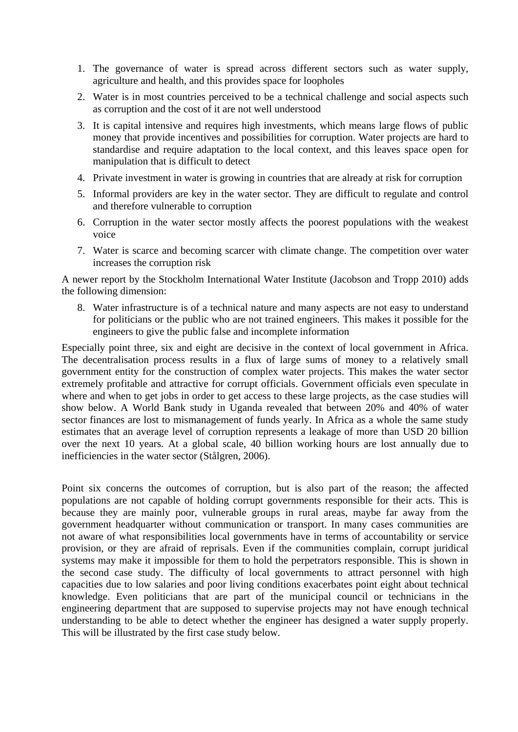1. The governance of water is spread across different sectors such as water supply, agriculture and health, and this provides space for loopholes
2. Water is in most countries perceived to be a technical challenge and social aspects such as corruption and the cost of it are not well understood
3. It is capital intensive and requires high investments, which means large flows of public money that provide incentives and possibilities for corruption. Water projects are hard to standardise and require adaptation to the local context, and this leaves space open for manipulation that is difficult to detect
4. Private investment in water is growing in countries that are already at risk for corruption
5. Informal providers are key in the water sector. They are difficult to regulate and control and therefore vulnerable to corruption
6. Corruption in the water sector mostly affects the poorest populations with the weakest voice
7. Water is scarce and becoming scarcer with climate change. The competition over water increases the corruption risk

A newer report by the Stockholm International Water Institute (Jacobson and Tropp 2010) adds the following dimension:

8. Water infrastructure is of a technical nature and many aspects are not easy to understand for politicians or the public who are not trained engineers. This makes it possible for the engineers to give the public false and incomplete information

Especially point three, six and eight are decisive in the context of local government in Africa. The decentralisation process results in a flux of large sums of money to a relatively small government entity for the construction of complex water projects. This makes the water sector extremely profitable and attractive for corrupt officials. Government officials even speculate in where and when to get jobs in order to get access to these large projects, as the case studies will show below. A World Bank study in Uganda revealed that between 20% and 40% of water sector finances are lost to mismanagement of funds yearly. In Africa as a whole the same study estimates that an average level of corruption represents a leakage of more than USD 20 billion over the next 10 years. At a global scale, 40 billion working hours are lost annually due to inefficiencies in the water sector (Stålgren, 2006).

Point six concerns the outcomes of corruption, but is also part of the reason; the affected populations are not capable of holding corrupt governments responsible for their acts. This is because they are mainly poor, vulnerable groups in rural areas, maybe far away from the government headquarter without communication or transport. In many cases communities are not aware of what responsibilities local governments have in terms of accountability or service provision, or they are afraid of reprisals. Even if the communities complain, corrupt juridical systems may make it impossible for them to hold the perpetrators responsible. This is shown in the second case study. The difficulty of local governments to attract personnel with high capacities due to low salaries and poor living conditions exacerbates point eight about technical knowledge. Even politicians that are part of the municipal council or technicians in the engineering department that are supposed to supervise projects may not have enough technical understanding to be able to detect whether the engineer has designed a water supply properly. This will be illustrated by the first case study below.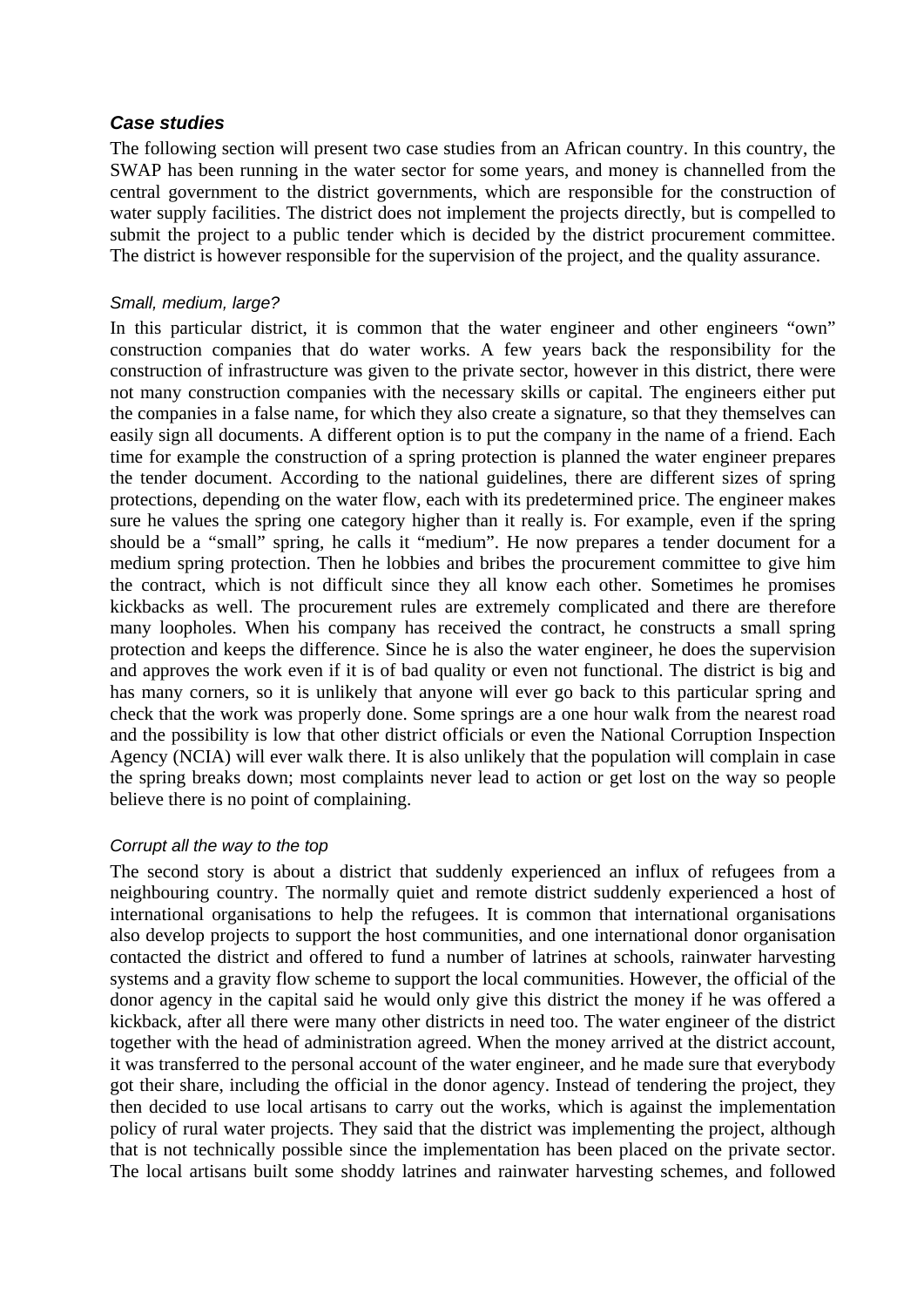### *Case studies*

The following section will present two case studies from an African country. In this country, the SWAP has been running in the water sector for some years, and money is channelled from the central government to the district governments, which are responsible for the construction of water supply facilities. The district does not implement the projects directly, but is compelled to submit the project to a public tender which is decided by the district procurement committee. The district is however responsible for the supervision of the project, and the quality assurance.

*Small, medium, large?*

In this particular district, it is common that the water engineer and other engineers "own" construction companies that do water works. A few years back the responsibility for the construction of infrastructure was given to the private sector, however in this district, there were not many construction companies with the necessary skills or capital. The engineers either put the companies in a false name, for which they also create a signature, so that they themselves can easily sign all documents. A different option is to put the company in the name of a friend. Each time for example the construction of a spring protection is planned the water engineer prepares the tender document. According to the national guidelines, there are different sizes of spring protections, depending on the water flow, each with its predetermined price. The engineer makes sure he values the spring one category higher than it really is. For example, even if the spring should be a "small" spring, he calls it "medium". He now prepares a tender document for a medium spring protection. Then he lobbies and bribes the procurement committee to give him the contract, which is not difficult since they all know each other. Sometimes he promises kickbacks as well. The procurement rules are extremely complicated and there are therefore many loopholes. When his company has received the contract, he constructs a small spring protection and keeps the difference. Since he is also the water engineer, he does the supervision and approves the work even if it is of bad quality or even not functional. The district is big and has many corners, so it is unlikely that anyone will ever go back to this particular spring and check that the work was properly done. Some springs are a one hour walk from the nearest road and the possibility is low that other district officials or even the National Corruption Inspection Agency (NCIA) will ever walk there. It is also unlikely that the population will complain in case the spring breaks down; most complaints never lead to action or get lost on the way so people believe there is no point of complaining.

*Corrupt all the way to the top*

The second story is about a district that suddenly experienced an influx of refugees from a neighbouring country. The normally quiet and remote district suddenly experienced a host of international organisations to help the refugees. It is common that international organisations also develop projects to support the host communities, and one international donor organisation contacted the district and offered to fund a number of latrines at schools, rainwater harvesting systems and a gravity flow scheme to support the local communities. However, the official of the donor agency in the capital said he would only give this district the money if he was offered a kickback, after all there were many other districts in need too. The water engineer of the district together with the head of administration agreed. When the money arrived at the district account, it was transferred to the personal account of the water engineer, and he made sure that everybody got their share, including the official in the donor agency. Instead of tendering the project, they then decided to use local artisans to carry out the works, which is against the implementation policy of rural water projects. They said that the district was implementing the project, although that is not technically possible since the implementation has been placed on the private sector. The local artisans built some shoddy latrines and rainwater harvesting schemes, and followed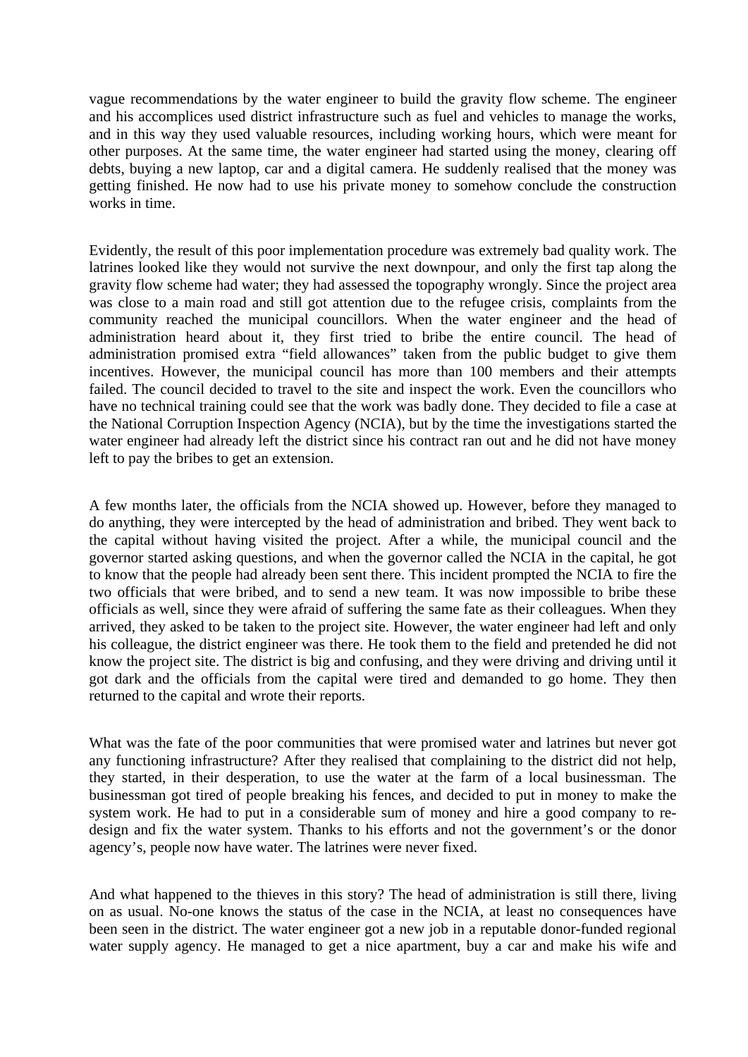vague recommendations by the water engineer to build the gravity flow scheme. The engineer and his accomplices used district infrastructure such as fuel and vehicles to manage the works, and in this way they used valuable resources, including working hours, which were meant for other purposes. At the same time, the water engineer had started using the money, clearing off debts, buying a new laptop, car and a digital camera. He suddenly realised that the money was getting finished. He now had to use his private money to somehow conclude the construction works in time.

Evidently, the result of this poor implementation procedure was extremely bad quality work. The latrines looked like they would not survive the next downpour, and only the first tap along the gravity flow scheme had water; they had assessed the topography wrongly. Since the project area was close to a main road and still got attention due to the refugee crisis, complaints from the community reached the municipal councillors. When the water engineer and the head of administration heard about it, they first tried to bribe the entire council. The head of administration promised extra "field allowances" taken from the public budget to give them incentives. However, the municipal council has more than 100 members and their attempts failed. The council decided to travel to the site and inspect the work. Even the councillors who have no technical training could see that the work was badly done. They decided to file a case at the National Corruption Inspection Agency (NCIA), but by the time the investigations started the water engineer had already left the district since his contract ran out and he did not have money left to pay the bribes to get an extension.

A few months later, the officials from the NCIA showed up. However, before they managed to do anything, they were intercepted by the head of administration and bribed. They went back to the capital without having visited the project. After a while, the municipal council and the governor started asking questions, and when the governor called the NCIA in the capital, he got to know that the people had already been sent there. This incident prompted the NCIA to fire the two officials that were bribed, and to send a new team. It was now impossible to bribe these officials as well, since they were afraid of suffering the same fate as their colleagues. When they arrived, they asked to be taken to the project site. However, the water engineer had left and only his colleague, the district engineer was there. He took them to the field and pretended he did not know the project site. The district is big and confusing, and they were driving and driving until it got dark and the officials from the capital were tired and demanded to go home. They then returned to the capital and wrote their reports.

What was the fate of the poor communities that were promised water and latrines but never got any functioning infrastructure? After they realised that complaining to the district did not help, they started, in their desperation, to use the water at the farm of a local businessman. The businessman got tired of people breaking his fences, and decided to put in money to make the system work. He had to put in a considerable sum of money and hire a good company to re-design and fix the water system. Thanks to his efforts and not the government's or the donor agency's, people now have water. The latrines were never fixed.

And what happened to the thieves in this story? The head of administration is still there, living on as usual. No-one knows the status of the case in the NCIA, at least no consequences have been seen in the district. The water engineer got a new job in a reputable donor-funded regional water supply agency. He managed to get a nice apartment, buy a car and make his wife and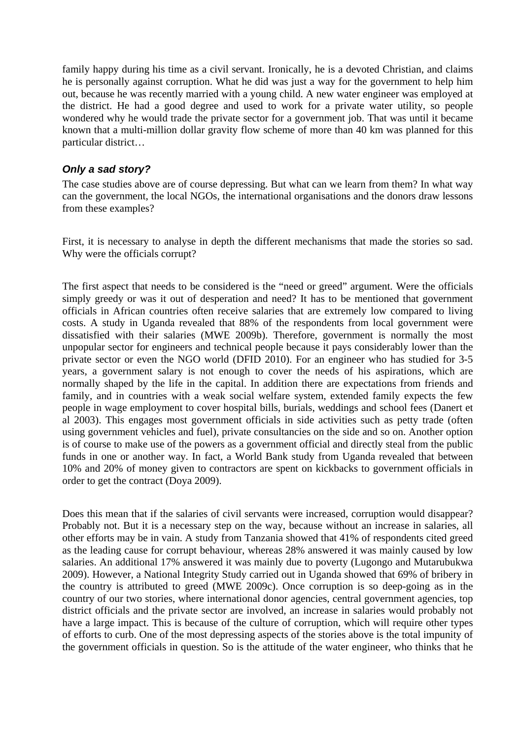family happy during his time as a civil servant. Ironically, he is a devoted Christian, and claims he is personally against corruption. What he did was just a way for the government to help him out, because he was recently married with a young child. A new water engineer was employed at the district. He had a good degree and used to work for a private water utility, so people wondered why he would trade the private sector for a government job. That was until it became known that a multi-million dollar gravity flow scheme of more than 40 km was planned for this particular district…

### *Only a sad story?*

The case studies above are of course depressing. But what can we learn from them? In what way can the government, the local NGOs, the international organisations and the donors draw lessons from these examples?

First, it is necessary to analyse in depth the different mechanisms that made the stories so sad. Why were the officials corrupt?

The first aspect that needs to be considered is the "need or greed" argument. Were the officials simply greedy or was it out of desperation and need? It has to be mentioned that government officials in African countries often receive salaries that are extremely low compared to living costs. A study in Uganda revealed that 88% of the respondents from local government were dissatisfied with their salaries (MWE 2009b). Therefore, government is normally the most unpopular sector for engineers and technical people because it pays considerably lower than the private sector or even the NGO world (DFID 2010). For an engineer who has studied for 3-5 years, a government salary is not enough to cover the needs of his aspirations, which are normally shaped by the life in the capital. In addition there are expectations from friends and family, and in countries with a weak social welfare system, extended family expects the few people in wage employment to cover hospital bills, burials, weddings and school fees (Danert et al 2003). This engages most government officials in side activities such as petty trade (often using government vehicles and fuel), private consultancies on the side and so on. Another option is of course to make use of the powers as a government official and directly steal from the public funds in one or another way. In fact, a World Bank study from Uganda revealed that between 10% and 20% of money given to contractors are spent on kickbacks to government officials in order to get the contract (Doya 2009).

Does this mean that if the salaries of civil servants were increased, corruption would disappear? Probably not. But it is a necessary step on the way, because without an increase in salaries, all other efforts may be in vain. A study from Tanzania showed that 41% of respondents cited greed as the leading cause for corrupt behaviour, whereas 28% answered it was mainly caused by low salaries. An additional 17% answered it was mainly due to poverty (Lugongo and Mutarubukwa 2009). However, a National Integrity Study carried out in Uganda showed that 69% of bribery in the country is attributed to greed (MWE 2009c). Once corruption is so deep-going as in the country of our two stories, where international donor agencies, central government agencies, top district officials and the private sector are involved, an increase in salaries would probably not have a large impact. This is because of the culture of corruption, which will require other types of efforts to curb. One of the most depressing aspects of the stories above is the total impunity of the government officials in question. So is the attitude of the water engineer, who thinks that he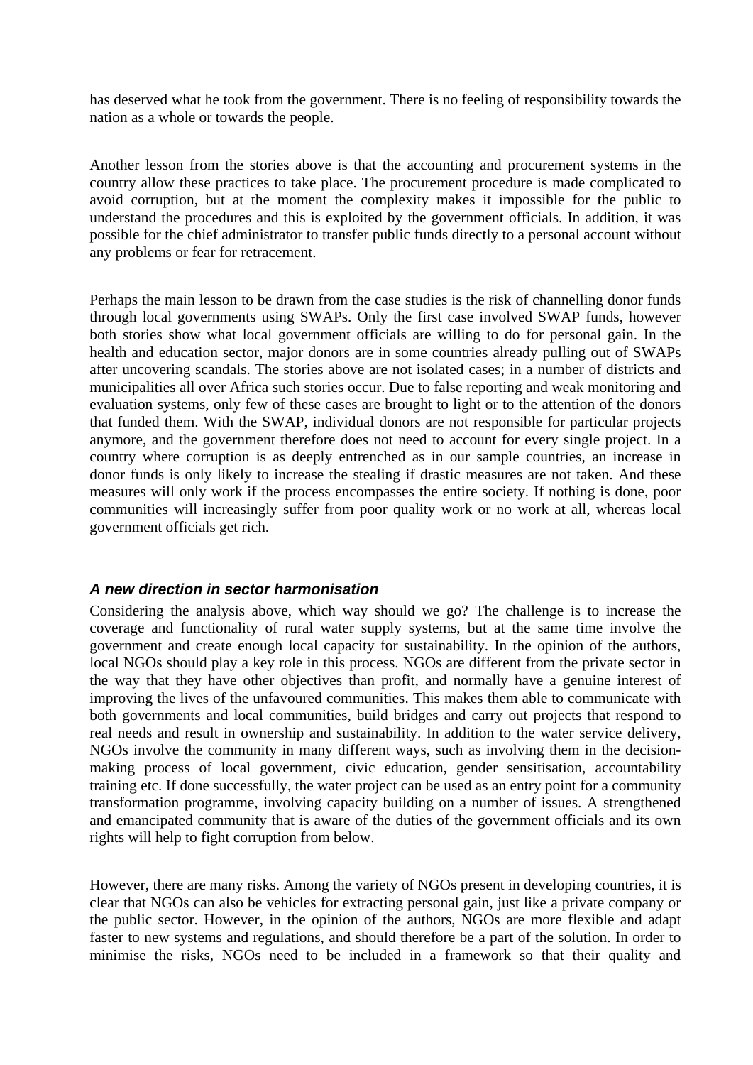has deserved what he took from the government. There is no feeling of responsibility towards the nation as a whole or towards the people.

Another lesson from the stories above is that the accounting and procurement systems in the country allow these practices to take place. The procurement procedure is made complicated to avoid corruption, but at the moment the complexity makes it impossible for the public to understand the procedures and this is exploited by the government officials. In addition, it was possible for the chief administrator to transfer public funds directly to a personal account without any problems or fear for retracement.

Perhaps the main lesson to be drawn from the case studies is the risk of channelling donor funds through local governments using SWAPs. Only the first case involved SWAP funds, however both stories show what local government officials are willing to do for personal gain. In the health and education sector, major donors are in some countries already pulling out of SWAPs after uncovering scandals. The stories above are not isolated cases; in a number of districts and municipalities all over Africa such stories occur. Due to false reporting and weak monitoring and evaluation systems, only few of these cases are brought to light or to the attention of the donors that funded them. With the SWAP, individual donors are not responsible for particular projects anymore, and the government therefore does not need to account for every single project. In a country where corruption is as deeply entrenched as in our sample countries, an increase in donor funds is only likely to increase the stealing if drastic measures are not taken. And these measures will only work if the process encompasses the entire society. If nothing is done, poor communities will increasingly suffer from poor quality work or no work at all, whereas local government officials get rich.

### *A new direction in sector harmonisation*

Considering the analysis above, which way should we go? The challenge is to increase the coverage and functionality of rural water supply systems, but at the same time involve the government and create enough local capacity for sustainability. In the opinion of the authors, local NGOs should play a key role in this process. NGOs are different from the private sector in the way that they have other objectives than profit, and normally have a genuine interest of improving the lives of the unfavoured communities. This makes them able to communicate with both governments and local communities, build bridges and carry out projects that respond to real needs and result in ownership and sustainability. In addition to the water service delivery, NGOs involve the community in many different ways, such as involving them in the decision-making process of local government, civic education, gender sensitisation, accountability training etc. If done successfully, the water project can be used as an entry point for a community transformation programme, involving capacity building on a number of issues. A strengthened and emancipated community that is aware of the duties of the government officials and its own rights will help to fight corruption from below.

However, there are many risks. Among the variety of NGOs present in developing countries, it is clear that NGOs can also be vehicles for extracting personal gain, just like a private company or the public sector. However, in the opinion of the authors, NGOs are more flexible and adapt faster to new systems and regulations, and should therefore be a part of the solution. In order to minimise the risks, NGOs need to be included in a framework so that their quality and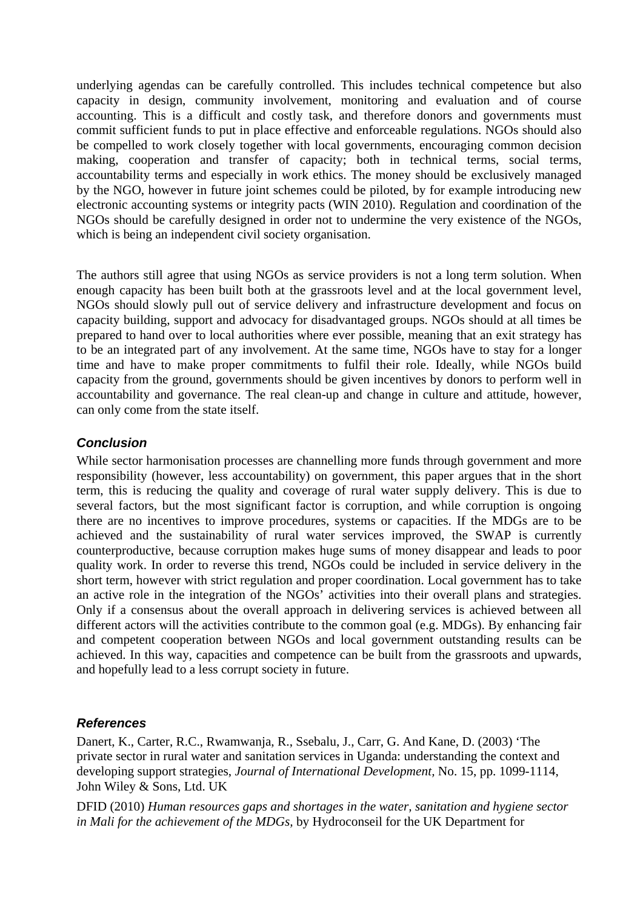underlying agendas can be carefully controlled. This includes technical competence but also capacity in design, community involvement, monitoring and evaluation and of course accounting. This is a difficult and costly task, and therefore donors and governments must commit sufficient funds to put in place effective and enforceable regulations. NGOs should also be compelled to work closely together with local governments, encouraging common decision making, cooperation and transfer of capacity; both in technical terms, social terms, accountability terms and especially in work ethics. The money should be exclusively managed by the NGO, however in future joint schemes could be piloted, by for example introducing new electronic accounting systems or integrity pacts (WIN 2010). Regulation and coordination of the NGOs should be carefully designed in order not to undermine the very existence of the NGOs, which is being an independent civil society organisation.

The authors still agree that using NGOs as service providers is not a long term solution. When enough capacity has been built both at the grassroots level and at the local government level, NGOs should slowly pull out of service delivery and infrastructure development and focus on capacity building, support and advocacy for disadvantaged groups. NGOs should at all times be prepared to hand over to local authorities where ever possible, meaning that an exit strategy has to be an integrated part of any involvement. At the same time, NGOs have to stay for a longer time and have to make proper commitments to fulfil their role. Ideally, while NGOs build capacity from the ground, governments should be given incentives by donors to perform well in accountability and governance. The real clean-up and change in culture and attitude, however, can only come from the state itself.

### *Conclusion*

While sector harmonisation processes are channelling more funds through government and more responsibility (however, less accountability) on government, this paper argues that in the short term, this is reducing the quality and coverage of rural water supply delivery. This is due to several factors, but the most significant factor is corruption, and while corruption is ongoing there are no incentives to improve procedures, systems or capacities. If the MDGs are to be achieved and the sustainability of rural water services improved, the SWAP is currently counterproductive, because corruption makes huge sums of money disappear and leads to poor quality work. In order to reverse this trend, NGOs could be included in service delivery in the short term, however with strict regulation and proper coordination. Local government has to take an active role in the integration of the NGOs' activities into their overall plans and strategies. Only if a consensus about the overall approach in delivering services is achieved between all different actors will the activities contribute to the common goal (e.g. MDGs). By enhancing fair and competent cooperation between NGOs and local government outstanding results can be achieved. In this way, capacities and competence can be built from the grassroots and upwards, and hopefully lead to a less corrupt society in future.

### *References*

Danert, K., Carter, R.C., Rwamwanja, R., Ssebalu, J., Carr, G. And Kane, D. (2003) 'The private sector in rural water and sanitation services in Uganda: understanding the context and developing support strategies, *Journal of International Development,* No. 15, pp. 1099-1114, John Wiley & Sons, Ltd. UK

DFID (2010) *Human resources gaps and shortages in the water, sanitation and hygiene sector in Mali for the achievement of the MDGs,* by Hydroconseil for the UK Department for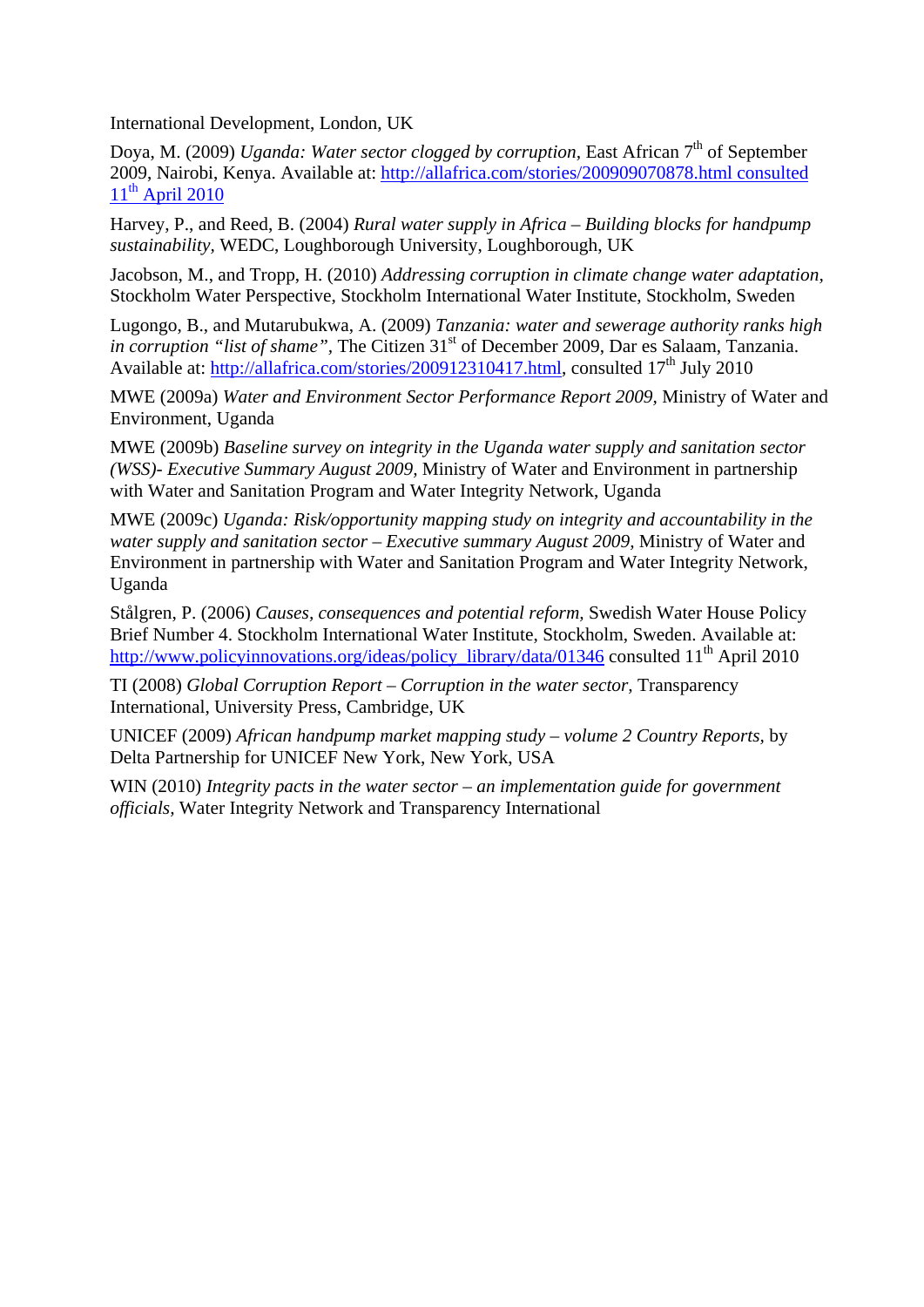International Development, London, UK

Doya, M. (2009) *Uganda: Water sector clogged by corruption*, East African 7th of September 2009, Nairobi, Kenya. Available at: http://allafrica.com/stories/200909070878.html consulted 11th April 2010

Harvey, P., and Reed, B. (2004) *Rural water supply in Africa – Building blocks for handpump sustainability*, WEDC, Loughborough University, Loughborough, UK

Jacobson, M., and Tropp, H. (2010) *Addressing corruption in climate change water adaptation*, Stockholm Water Perspective, Stockholm International Water Institute, Stockholm, Sweden

Lugongo, B., and Mutarubukwa, A. (2009) *Tanzania: water and sewerage authority ranks high in corruption "list of shame"*, The Citizen 31st of December 2009, Dar es Salaam, Tanzania. Available at: http://allafrica.com/stories/200912310417.html, consulted 17th July 2010

MWE (2009a) *Water and Environment Sector Performance Report 2009*, Ministry of Water and Environment, Uganda

MWE (2009b) *Baseline survey on integrity in the Uganda water supply and sanitation sector (WSS)- Executive Summary August 2009*, Ministry of Water and Environment in partnership with Water and Sanitation Program and Water Integrity Network, Uganda

MWE (2009c) *Uganda: Risk/opportunity mapping study on integrity and accountability in the water supply and sanitation sector – Executive summary August 2009*, Ministry of Water and Environment in partnership with Water and Sanitation Program and Water Integrity Network, Uganda

Stålgren, P. (2006) *Causes, consequences and potential reform*, Swedish Water House Policy Brief Number 4. Stockholm International Water Institute, Stockholm, Sweden. Available at: http://www.policyinnovations.org/ideas/policy_library/data/01346 consulted 11th April 2010

TI (2008) *Global Corruption Report – Corruption in the water sector*, Transparency International, University Press, Cambridge, UK

UNICEF (2009) *African handpump market mapping study – volume 2 Country Reports*, by Delta Partnership for UNICEF New York, New York, USA

WIN (2010) *Integrity pacts in the water sector – an implementation guide for government officials*, Water Integrity Network and Transparency International